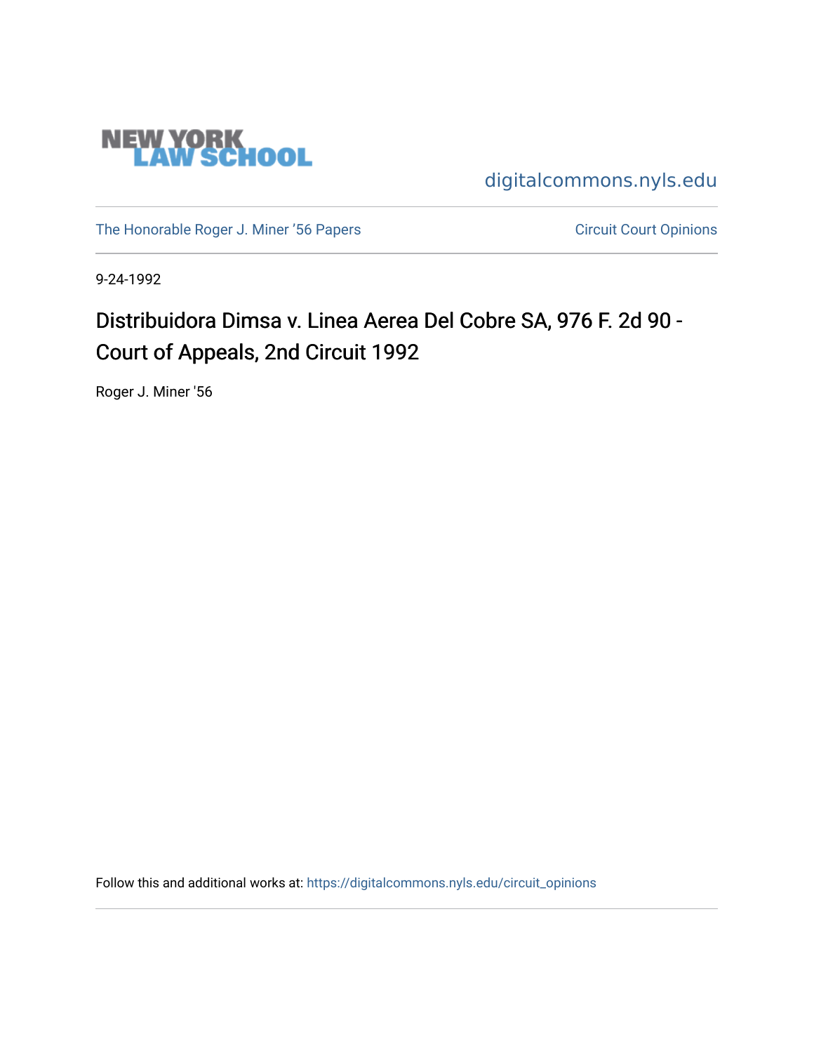NEW YORK LAW SCHOOL

digitalcommons.nyls.edu

The Honorable Roger J. Miner '56 Papers

Circuit Court Opinions

9-24-1992

# Distribuidora Dimsa v. Linea Aerea Del Cobre SA, 976 F. 2d 90 - Court of Appeals, 2nd Circuit 1992

Roger J. Miner '56

Follow this and additional works at: https://digitalcommons.nyls.edu/circuit_opinions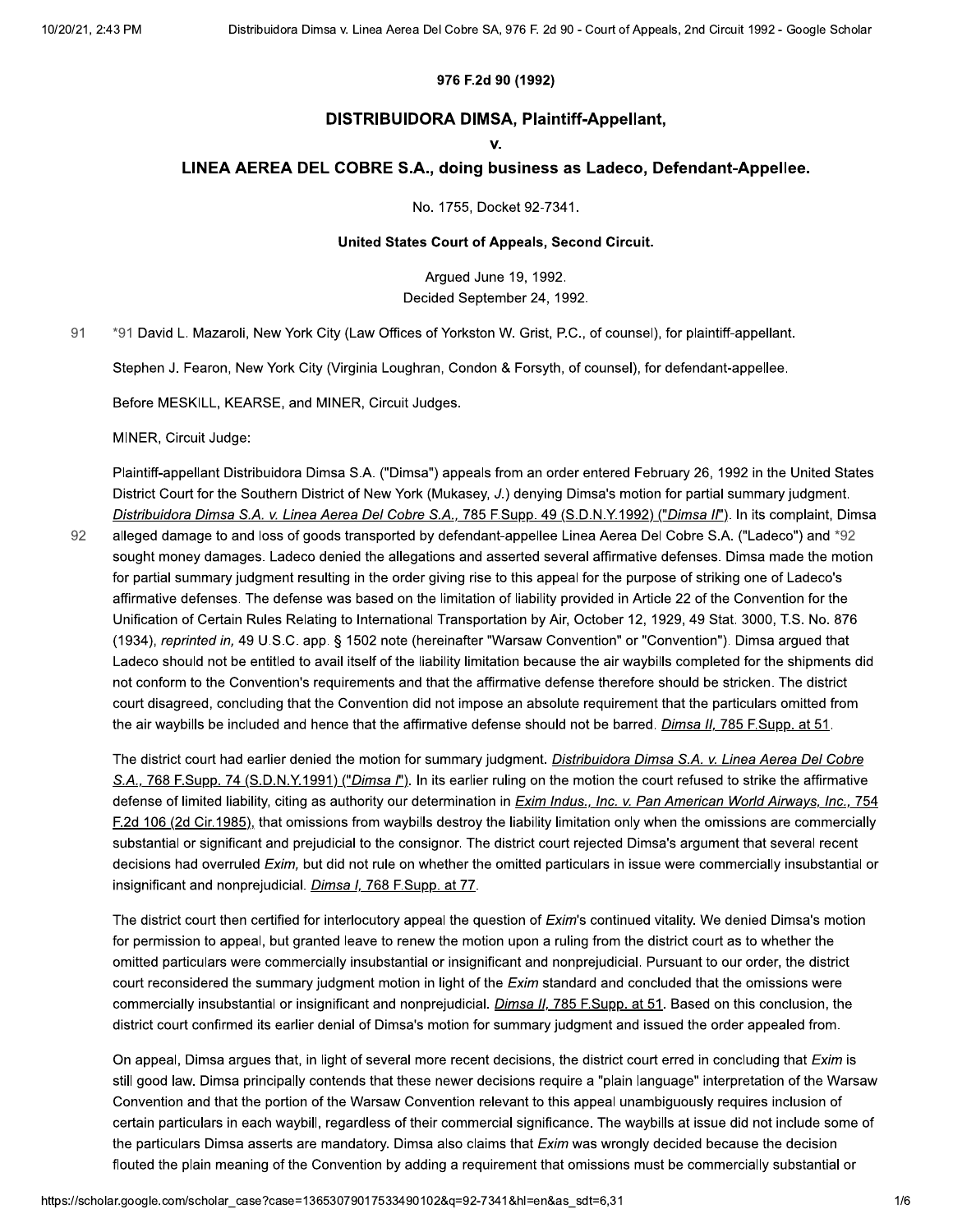**976 F.2d 90 (1992)**

## DISTRIBUIDORA DIMSA, Plaintiff-Appellant,

**v.**

## LINEA AEREA DEL COBRE S.A., doing business as Ladeco, Defendant-Appellee.

No. 1755, Docket 92-7341.

**United States Court of Appeals, Second Circuit.**

Argued June 19, 1992.
Decided September 24, 1992.

91 *91 David L. Mazaroli, New York City (Law Offices of Yorkston W. Grist, P.C., of counsel), for plaintiff-appellant.

Stephen J. Fearon, New York City (Virginia Loughran, Condon & Forsyth, of counsel), for defendant-appellee.

Before MESKILL, KEARSE, and MINER, Circuit Judges.

MINER, Circuit Judge:

Plaintiff-appellant Distribuidora Dimsa S.A. ("Dimsa") appeals from an order entered February 26, 1992 in the United States District Court for the Southern District of New York (Mukasey, *J.*) denying Dimsa's motion for partial summary judgment. *Distribuidora Dimsa S.A. v. Linea Aerea Del Cobre S.A.,* 785 F.Supp. 49 (S.D.N.Y.1992) ("*Dimsa II*"). In its complaint, Dimsa alleged damage to and loss of goods transported by defendant-appellee Linea Aerea Del Cobre S.A. ("Ladeco") and *92 sought money damages. Ladeco denied the allegations and asserted several affirmative defenses. Dimsa made the motion for partial summary judgment resulting in the order giving rise to this appeal for the purpose of striking one of Ladeco's affirmative defenses. The defense was based on the limitation of liability provided in Article 22 of the Convention for the Unification of Certain Rules Relating to International Transportation by Air, October 12, 1929, 49 Stat. 3000, T.S. No. 876 (1934), *reprinted in,* 49 U.S.C. app. § 1502 note (hereinafter "Warsaw Convention" or "Convention"). Dimsa argued that Ladeco should not be entitled to avail itself of the liability limitation because the air waybills completed for the shipments did not conform to the Convention's requirements and that the affirmative defense therefore should be stricken. The district court disagreed, concluding that the Convention did not impose an absolute requirement that the particulars omitted from the air waybills be included and hence that the affirmative defense should not be barred. *Dimsa II,* 785 F.Supp. at 51.

The district court had earlier denied the motion for summary judgment. *Distribuidora Dimsa S.A. v. Linea Aerea Del Cobre S.A.,* 768 F.Supp. 74 (S.D.N.Y.1991) ("*Dimsa I*"). In its earlier ruling on the motion the court refused to strike the affirmative defense of limited liability, citing as authority our determination in *Exim Indus., Inc. v. Pan American World Airways, Inc.,* 754 F.2d 106 (2d Cir.1985), that omissions from waybills destroy the liability limitation only when the omissions are commercially substantial or significant and prejudicial to the consignor. The district court rejected Dimsa's argument that several recent decisions had overruled *Exim,* but did not rule on whether the omitted particulars in issue were commercially insubstantial or insignificant and nonprejudicial. *Dimsa I,* 768 F.Supp. at 77.

The district court then certified for interlocutory appeal the question of *Exim*'s continued vitality. We denied Dimsa's motion for permission to appeal, but granted leave to renew the motion upon a ruling from the district court as to whether the omitted particulars were commercially insubstantial or insignificant and nonprejudicial. Pursuant to our order, the district court reconsidered the summary judgment motion in light of the *Exim* standard and concluded that the omissions were commercially insubstantial or insignificant and nonprejudicial. *Dimsa II,* 785 F.Supp. at 51. Based on this conclusion, the district court confirmed its earlier denial of Dimsa's motion for summary judgment and issued the order appealed from.

On appeal, Dimsa argues that, in light of several more recent decisions, the district court erred in concluding that *Exim* is still good law. Dimsa principally contends that these newer decisions require a "plain language" interpretation of the Warsaw Convention and that the portion of the Warsaw Convention relevant to this appeal unambiguously requires inclusion of certain particulars in each waybill, regardless of their commercial significance. The waybills at issue did not include some of the particulars Dimsa asserts are mandatory. Dimsa also claims that *Exim* was wrongly decided because the decision flouted the plain meaning of the Convention by adding a requirement that omissions must be commercially substantial or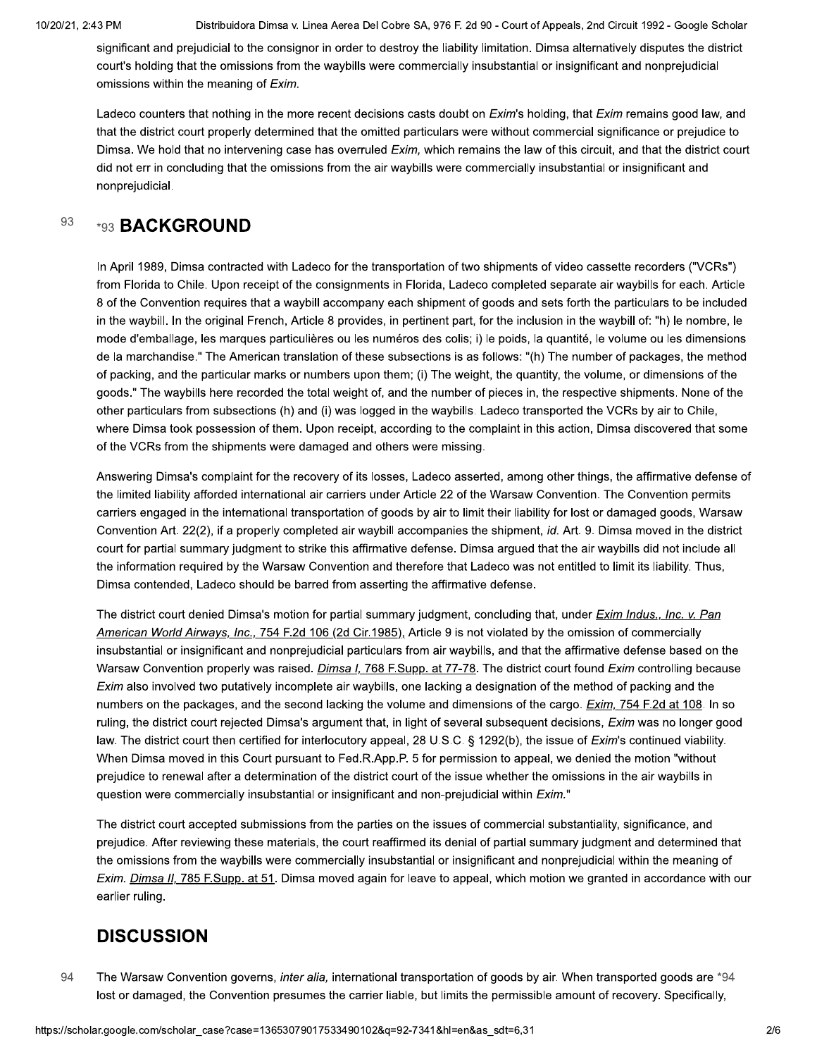significant and prejudicial to the consignor in order to destroy the liability limitation. Dimsa alternatively disputes the district court's holding that the omissions from the waybills were commercially insubstantial or insignificant and nonprejudicial omissions within the meaning of *Exim.*

Ladeco counters that nothing in the more recent decisions casts doubt on *Exim*'s holding, that *Exim* remains good law, and that the district court properly determined that the omitted particulars were without commercial significance or prejudice to Dimsa. We hold that no intervening case has overruled *Exim,* which remains the law of this circuit, and that the district court did not err in concluding that the omissions from the air waybills were commercially insubstantial or insignificant and nonprejudicial.

## *93 BACKGROUND

In April 1989, Dimsa contracted with Ladeco for the transportation of two shipments of video cassette recorders ("VCRs") from Florida to Chile. Upon receipt of the consignments in Florida, Ladeco completed separate air waybills for each. Article 8 of the Convention requires that a waybill accompany each shipment of goods and sets forth the particulars to be included in the waybill. In the original French, Article 8 provides, in pertinent part, for the inclusion in the waybill of: "h) le nombre, le mode d'emballage, les marques particulières ou les numéros des colis; i) le poids, la quantité, le volume ou les dimensions de la marchandise." The American translation of these subsections is as follows: "(h) The number of packages, the method of packing, and the particular marks or numbers upon them; (i) The weight, the quantity, the volume, or dimensions of the goods." The waybills here recorded the total weight of, and the number of pieces in, the respective shipments. None of the other particulars from subsections (h) and (i) was logged in the waybills. Ladeco transported the VCRs by air to Chile, where Dimsa took possession of them. Upon receipt, according to the complaint in this action, Dimsa discovered that some of the VCRs from the shipments were damaged and others were missing.

Answering Dimsa's complaint for the recovery of its losses, Ladeco asserted, among other things, the affirmative defense of the limited liability afforded international air carriers under Article 22 of the Warsaw Convention. The Convention permits carriers engaged in the international transportation of goods by air to limit their liability for lost or damaged goods, Warsaw Convention Art. 22(2), if a properly completed air waybill accompanies the shipment, *id.* Art. 9. Dimsa moved in the district court for partial summary judgment to strike this affirmative defense. Dimsa argued that the air waybills did not include all the information required by the Warsaw Convention and therefore that Ladeco was not entitled to limit its liability. Thus, Dimsa contended, Ladeco should be barred from asserting the affirmative defense.

The district court denied Dimsa's motion for partial summary judgment, concluding that, under *Exim Indus., Inc. v. Pan American World Airways, Inc.,* 754 F.2d 106 (2d Cir.1985), Article 9 is not violated by the omission of commercially insubstantial or insignificant and nonprejudicial particulars from air waybills, and that the affirmative defense based on the Warsaw Convention properly was raised. *Dimsa I,* 768 F.Supp. at 77-78. The district court found *Exim* controlling because *Exim* also involved two putatively incomplete air waybills, one lacking a designation of the method of packing and the numbers on the packages, and the second lacking the volume and dimensions of the cargo. *Exim,* 754 F.2d at 108. In so ruling, the district court rejected Dimsa's argument that, in light of several subsequent decisions, *Exim* was no longer good law. The district court then certified for interlocutory appeal, 28 U.S.C. § 1292(b), the issue of *Exim*'s continued viability. When Dimsa moved in this Court pursuant to Fed.R.App.P. 5 for permission to appeal, we denied the motion "without prejudice to renewal after a determination of the district court of the issue whether the omissions in the air waybills in question were commercially insubstantial or insignificant and non-prejudicial within *Exim.*"

The district court accepted submissions from the parties on the issues of commercial substantiality, significance, and prejudice. After reviewing these materials, the court reaffirmed its denial of partial summary judgment and determined that the omissions from the waybills were commercially insubstantial or insignificant and nonprejudicial within the meaning of *Exim. Dimsa II,* 785 F.Supp. at 51. Dimsa moved again for leave to appeal, which motion we granted in accordance with our earlier ruling.

## DISCUSSION

The Warsaw Convention governs, *inter alia,* international transportation of goods by air. When transported goods are *94 lost or damaged, the Convention presumes the carrier liable, but limits the permissible amount of recovery. Specifically,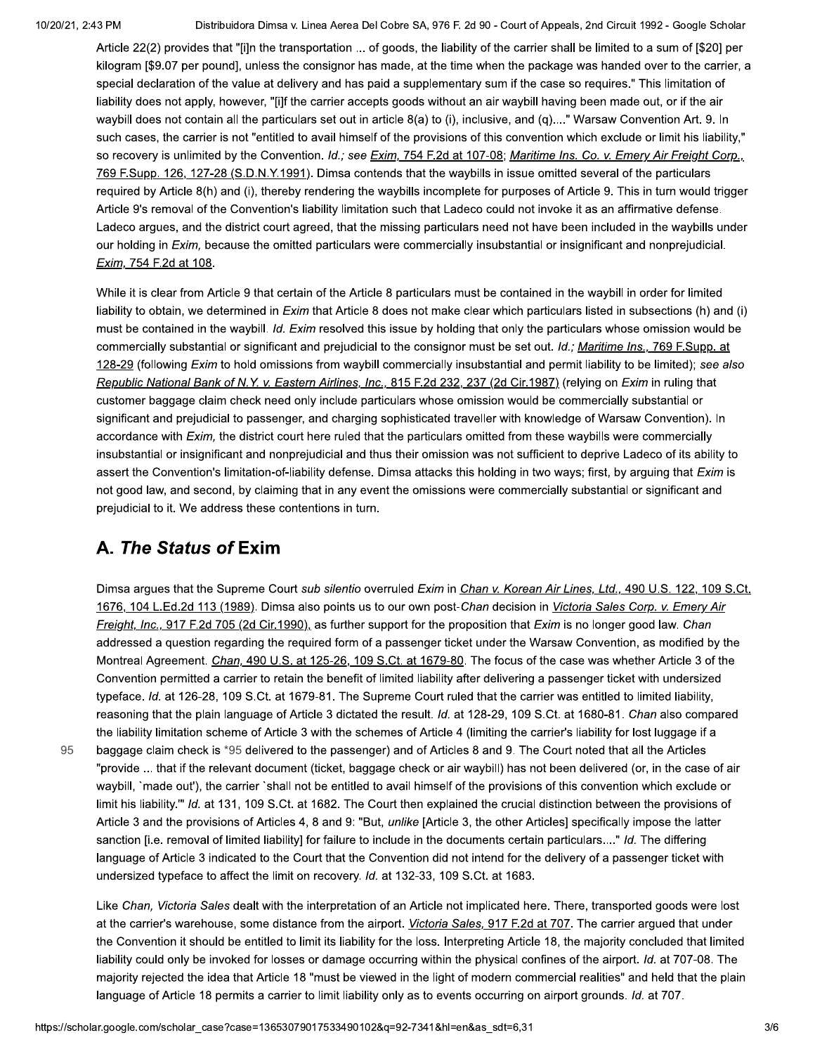Article 22(2) provides that "[i]n the transportation ... of goods, the liability of the carrier shall be limited to a sum of [$20] per kilogram [$9.07 per pound], unless the consignor has made, at the time when the package was handed over to the carrier, a special declaration of the value at delivery and has paid a supplementary sum if the case so requires." This limitation of liability does not apply, however, "[i]f the carrier accepts goods without an air waybill having been made out, or if the air waybill does not contain all the particulars set out in article 8(a) to (i), inclusive, and (q)...." Warsaw Convention Art. 9. In such cases, the carrier is not "entitled to avail himself of the provisions of this convention which exclude or limit his liability," so recovery is unlimited by the Convention. *Id.; see Exim,* 754 F.2d at 107-08; *Maritime Ins. Co. v. Emery Air Freight Corp.,* 769 F.Supp. 126, 127-28 (S.D.N.Y.1991). Dimsa contends that the waybills in issue omitted several of the particulars required by Article 8(h) and (i), thereby rendering the waybills incomplete for purposes of Article 9. This in turn would trigger Article 9's removal of the Convention's liability limitation such that Ladeco could not invoke it as an affirmative defense. Ladeco argues, and the district court agreed, that the missing particulars need not have been included in the waybills under our holding in *Exim,* because the omitted particulars were commercially insubstantial or insignificant and nonprejudicial. *Exim,* 754 F.2d at 108.

While it is clear from Article 9 that certain of the Article 8 particulars must be contained in the waybill in order for limited liability to obtain, we determined in *Exim* that Article 8 does not make clear which particulars listed in subsections (h) and (i) must be contained in the waybill. *Id. Exim* resolved this issue by holding that only the particulars whose omission would be commercially substantial or significant and prejudicial to the consignor must be set out. *Id.; Maritime Ins.,* 769 F.Supp. at 128-29 (following *Exim* to hold omissions from waybill commercially insubstantial and permit liability to be limited); *see also Republic National Bank of N.Y. v. Eastern Airlines, Inc.,* 815 F.2d 232, 237 (2d Cir.1987) (relying on *Exim* in ruling that customer baggage claim check need only include particulars whose omission would be commercially substantial or significant and prejudicial to passenger, and charging sophisticated traveller with knowledge of Warsaw Convention). In accordance with *Exim,* the district court here ruled that the particulars omitted from these waybills were commercially insubstantial or insignificant and nonprejudicial and thus their omission was not sufficient to deprive Ladeco of its ability to assert the Convention's limitation-of-liability defense. Dimsa attacks this holding in two ways; first, by arguing that *Exim* is not good law, and second, by claiming that in any event the omissions were commercially substantial or significant and prejudicial to it. We address these contentions in turn.

## A. *The Status of* Exim

Dimsa argues that the Supreme Court *sub silentio* overruled *Exim* in *Chan v. Korean Air Lines, Ltd.,* 490 U.S. 122, 109 S.Ct. 1676, 104 L.Ed.2d 113 (1989). Dimsa also points us to our own post-*Chan* decision in *Victoria Sales Corp. v. Emery Air Freight, Inc.,* 917 F.2d 705 (2d Cir.1990), as further support for the proposition that *Exim* is no longer good law. *Chan* addressed a question regarding the required form of a passenger ticket under the Warsaw Convention, as modified by the Montreal Agreement. *Chan,* 490 U.S. at 125-26, 109 S.Ct. at 1679-80. The focus of the case was whether Article 3 of the Convention permitted a carrier to retain the benefit of limited liability after delivering a passenger ticket with undersized typeface. *Id.* at 126-28, 109 S.Ct. at 1679-81. The Supreme Court ruled that the carrier was entitled to limited liability, reasoning that the plain language of Article 3 dictated the result. *Id.* at 128-29, 109 S.Ct. at 1680-81. *Chan* also compared the liability limitation scheme of Article 3 with the schemes of Article 4 (limiting the carrier's liability for lost luggage if a baggage claim check is *95 delivered to the passenger) and of Articles 8 and 9. The Court noted that all the Articles "provide ... that if the relevant document (ticket, baggage check or air waybill) has not been delivered (or, in the case of air waybill, `made out'), the carrier `shall not be entitled to avail himself of the provisions of this convention which exclude or limit his liability.'" *Id.* at 131, 109 S.Ct. at 1682. The Court then explained the crucial distinction between the provisions of Article 3 and the provisions of Articles 4, 8 and 9: "But, *unlike* [Article 3, the other Articles] specifically impose the latter sanction [i.e. removal of limited liability] for failure to include in the documents certain particulars...." *Id.* The differing language of Article 3 indicated to the Court that the Convention did not intend for the delivery of a passenger ticket with undersized typeface to affect the limit on recovery. *Id.* at 132-33, 109 S.Ct. at 1683.

Like *Chan, Victoria Sales* dealt with the interpretation of an Article not implicated here. There, transported goods were lost at the carrier's warehouse, some distance from the airport. *Victoria Sales,* 917 F.2d at 707. The carrier argued that under the Convention it should be entitled to limit its liability for the loss. Interpreting Article 18, the majority concluded that limited liability could only be invoked for losses or damage occurring within the physical confines of the airport. *Id.* at 707-08. The majority rejected the idea that Article 18 "must be viewed in the light of modern commercial realities" and held that the plain language of Article 18 permits a carrier to limit liability only as to events occurring on airport grounds. *Id.* at 707.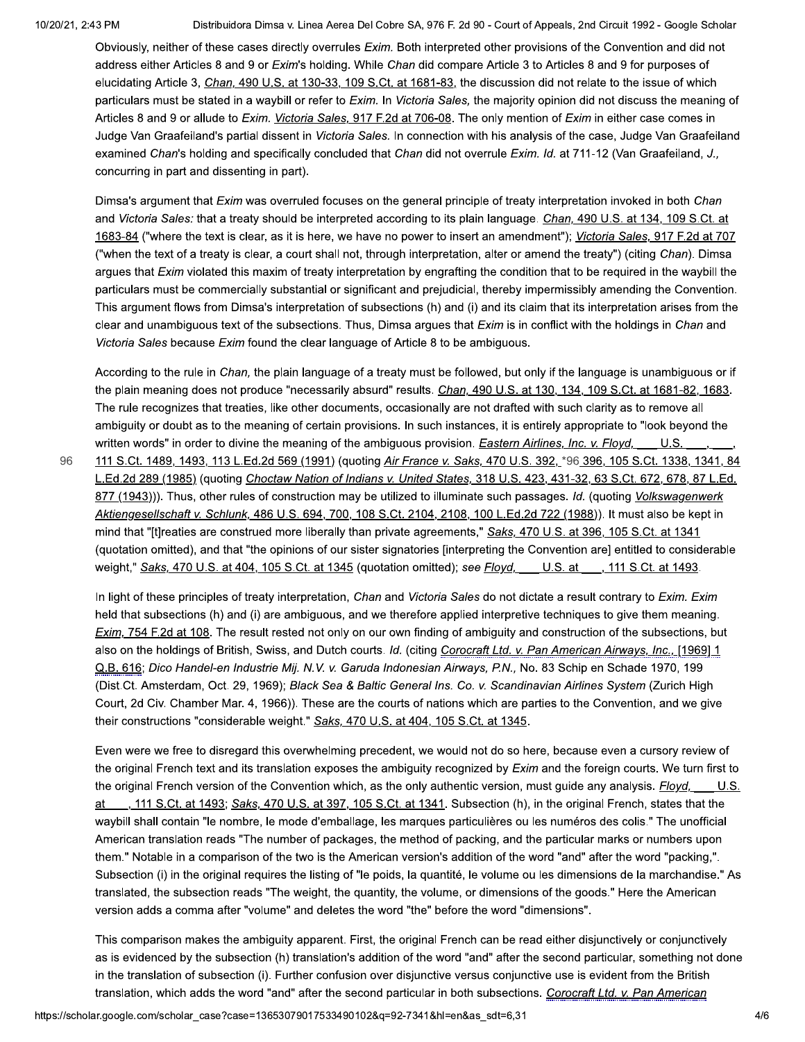Obviously, neither of these cases directly overrules *Exim.* Both interpreted other provisions of the Convention and did not address either Articles 8 and 9 or *Exim*'s holding. While *Chan* did compare Article 3 to Articles 8 and 9 for purposes of elucidating Article 3, *Chan,* 490 U.S. at 130-33, 109 S.Ct. at 1681-83, the discussion did not relate to the issue of which particulars must be stated in a waybill or refer to *Exim.* In *Victoria Sales,* the majority opinion did not discuss the meaning of Articles 8 and 9 or allude to *Exim. Victoria Sales,* 917 F.2d at 706-08. The only mention of *Exim* in either case comes in Judge Van Graafeiland's partial dissent in *Victoria Sales.* In connection with his analysis of the case, Judge Van Graafeiland examined *Chan*'s holding and specifically concluded that *Chan* did not overrule *Exim. Id.* at 711-12 (Van Graafeiland, *J.,* concurring in part and dissenting in part).

Dimsa's argument that *Exim* was overruled focuses on the general principle of treaty interpretation invoked in both *Chan* and *Victoria Sales:* that a treaty should be interpreted according to its plain language. *Chan,* 490 U.S. at 134, 109 S.Ct. at 1683-84 ("where the text is clear, as it is here, we have no power to insert an amendment"); *Victoria Sales,* 917 F.2d at 707 ("when the text of a treaty is clear, a court shall not, through interpretation, alter or amend the treaty") (citing *Chan*). Dimsa argues that *Exim* violated this maxim of treaty interpretation by engrafting the condition that to be required in the waybill the particulars must be commercially substantial or significant and prejudicial, thereby impermissibly amending the Convention. This argument flows from Dimsa's interpretation of subsections (h) and (i) and its claim that its interpretation arises from the clear and unambiguous text of the subsections. Thus, Dimsa argues that *Exim* is in conflict with the holdings in *Chan* and *Victoria Sales* because *Exim* found the clear language of Article 8 to be ambiguous.

According to the rule in *Chan,* the plain language of a treaty must be followed, but only if the language is unambiguous or if the plain meaning does not produce "necessarily absurd" results. *Chan,* 490 U.S. at 130, 134, 109 S.Ct. at 1681-82, 1683. The rule recognizes that treaties, like other documents, occasionally are not drafted with such clarity as to remove all ambiguity or doubt as to the meaning of certain provisions. In such instances, it is entirely appropriate to "look beyond the written words" in order to divine the meaning of the ambiguous provision. *Eastern Airlines, Inc. v. Floyd,* ___ U.S. ___, ___, 111 S.Ct. 1489, 1493, 113 L.Ed.2d 569 (1991) (quoting *Air France v. Saks,* 470 U.S. 392, *96 396, 105 S.Ct. 1338, 1341, 84 L.Ed.2d 289 (1985) (quoting *Choctaw Nation of Indians v. United States,* 318 U.S. 423, 431-32, 63 S.Ct. 672, 678, 87 L.Ed. 877 (1943))). Thus, other rules of construction may be utilized to illuminate such passages. *Id.* (quoting *Volkswagenwerk Aktiengesellschaft v. Schlunk,* 486 U.S. 694, 700, 108 S.Ct. 2104, 2108, 100 L.Ed.2d 722 (1988)). It must also be kept in mind that "[t]reaties are construed more liberally than private agreements," *Saks,* 470 U.S. at 396, 105 S.Ct. at 1341 (quotation omitted), and that "the opinions of our sister signatories [interpreting the Convention are] entitled to considerable weight," *Saks,* 470 U.S. at 404, 105 S.Ct. at 1345 (quotation omitted); *see Floyd,* ___ U.S. at ___, 111 S.Ct. at 1493.

In light of these principles of treaty interpretation, *Chan* and *Victoria Sales* do not dictate a result contrary to *Exim. Exim* held that subsections (h) and (i) are ambiguous, and we therefore applied interpretive techniques to give them meaning. *Exim,* 754 F.2d at 108. The result rested not only on our own finding of ambiguity and construction of the subsections, but also on the holdings of British, Swiss, and Dutch courts. *Id.* (citing *Corocraft Ltd. v. Pan American Airways, Inc.,* [1969] 1 Q.B. 616; *Dico Handel-en Industrie Mij. N.V. v. Garuda Indonesian Airways, P.N.,* No. 83 Schip en Schade 1970, 199 (Dist.Ct. Amsterdam, Oct. 29, 1969); *Black Sea & Baltic General Ins. Co. v. Scandinavian Airlines System* (Zurich High Court, 2d Civ. Chamber Mar. 4, 1966)). These are the courts of nations which are parties to the Convention, and we give their constructions "considerable weight." *Saks,* 470 U.S. at 404, 105 S.Ct. at 1345.

Even were we free to disregard this overwhelming precedent, we would not do so here, because even a cursory review of the original French text and its translation exposes the ambiguity recognized by *Exim* and the foreign courts. We turn first to the original French version of the Convention which, as the only authentic version, must guide any analysis. *Floyd,* ___ U.S. at ___, 111 S.Ct. at 1493; *Saks,* 470 U.S. at 397, 105 S.Ct. at 1341. Subsection (h), in the original French, states that the waybill shall contain "le nombre, le mode d'emballage, les marques particulières ou les numéros des colis." The unofficial American translation reads "The number of packages, the method of packing, and the particular marks or numbers upon them." Notable in a comparison of the two is the American version's addition of the word "and" after the word "packing,". Subsection (i) in the original requires the listing of "le poids, la quantité, le volume ou les dimensions de la marchandise." As translated, the subsection reads "The weight, the quantity, the volume, or dimensions of the goods." Here the American version adds a comma after "volume" and deletes the word "the" before the word "dimensions".

This comparison makes the ambiguity apparent. First, the original French can be read either disjunctively or conjunctively as is evidenced by the subsection (h) translation's addition of the word "and" after the second particular, something not done in the translation of subsection (i). Further confusion over disjunctive versus conjunctive use is evident from the British translation, which adds the word "and" after the second particular in both subsections. *Corocraft Ltd. v. Pan American*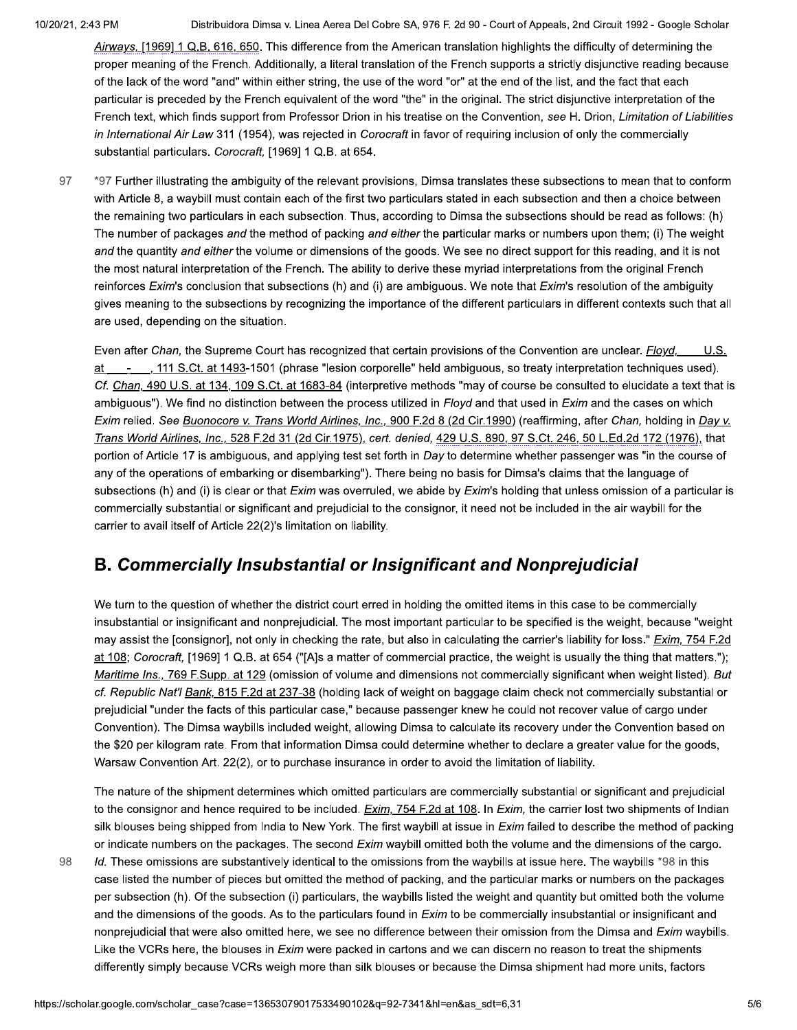*Airways*, [1969] 1 Q.B. 616, 650. This difference from the American translation highlights the difficulty of determining the proper meaning of the French. Additionally, a literal translation of the French supports a strictly disjunctive reading because of the lack of the word "and" within either string, the use of the word "or" at the end of the list, and the fact that each particular is preceded by the French equivalent of the word "the" in the original. The strict disjunctive interpretation of the French text, which finds support from Professor Drion in his treatise on the Convention, *see* H. Drion, *Limitation of Liabilities in International Air Law* 311 (1954), was rejected in *Corocraft* in favor of requiring inclusion of only the commercially substantial particulars. *Corocraft,* [1969] 1 Q.B. at 654.

*97 Further illustrating the ambiguity of the relevant provisions, Dimsa translates these subsections to mean that to conform with Article 8, a waybill must contain each of the first two particulars stated in each subsection and then a choice between the remaining two particulars in each subsection. Thus, according to Dimsa the subsections should be read as follows: (h) The number of packages *and* the method of packing *and either* the particular marks or numbers upon them; (i) The weight *and* the quantity *and either* the volume or dimensions of the goods. We see no direct support for this reading, and it is not the most natural interpretation of the French. The ability to derive these myriad interpretations from the original French reinforces *Exim*'s conclusion that subsections (h) and (i) are ambiguous. We note that *Exim*'s resolution of the ambiguity gives meaning to the subsections by recognizing the importance of the different particulars in different contexts such that all are used, depending on the situation.

Even after *Chan,* the Supreme Court has recognized that certain provisions of the Convention are unclear. *Floyd,* ___ U.S. at ___-___, 111 S.Ct. at 1493-1501 (phrase "lesion corporelle" held ambiguous, so treaty interpretation techniques used). *Cf. Chan,* 490 U.S. at 134, 109 S.Ct. at 1683-84 (interpretive methods "may of course be consulted to elucidate a text that is ambiguous"). We find no distinction between the process utilized in *Floyd* and that used in *Exim* and the cases on which *Exim* relied. *See Buonocore v. Trans World Airlines, Inc.,* 900 F.2d 8 (2d Cir.1990) (reaffirming, after *Chan,* holding in *Day v. Trans World Airlines, Inc.,* 528 F.2d 31 (2d Cir.1975), *cert. denied,* 429 U.S. 890, 97 S.Ct. 246, 50 L.Ed.2d 172 (1976), that portion of Article 17 is ambiguous, and applying test set forth in *Day* to determine whether passenger was "in the course of any of the operations of embarking or disembarking"). There being no basis for Dimsa's claims that the language of subsections (h) and (i) is clear or that *Exim* was overruled, we abide by *Exim*'s holding that unless omission of a particular is commercially substantial or significant and prejudicial to the consignor, it need not be included in the air waybill for the carrier to avail itself of Article 22(2)'s limitation on liability.

## B. *Commercially Insubstantial or Insignificant and Nonprejudicial*

We turn to the question of whether the district court erred in holding the omitted items in this case to be commercially insubstantial or insignificant and nonprejudicial. The most important particular to be specified is the weight, because "weight may assist the [consignor], not only in checking the rate, but also in calculating the carrier's liability for loss." *Exim,* 754 F.2d at 108; *Corocraft,* [1969] 1 Q.B. at 654 ("[A]s a matter of commercial practice, the weight is usually the thing that matters."); *Maritime Ins.,* 769 F.Supp. at 129 (omission of volume and dimensions not commercially significant when weight listed). *But cf. Republic Nat'l Bank,* 815 F.2d at 237-38 (holding lack of weight on baggage claim check not commercially substantial or prejudicial "under the facts of this particular case," because passenger knew he could not recover value of cargo under Convention). The Dimsa waybills included weight, allowing Dimsa to calculate its recovery under the Convention based on the $20 per kilogram rate. From that information Dimsa could determine whether to declare a greater value for the goods, Warsaw Convention Art. 22(2), or to purchase insurance in order to avoid the limitation of liability.

The nature of the shipment determines which omitted particulars are commercially substantial or significant and prejudicial to the consignor and hence required to be included. *Exim,* 754 F.2d at 108. In *Exim,* the carrier lost two shipments of Indian silk blouses being shipped from India to New York. The first waybill at issue in *Exim* failed to describe the method of packing or indicate numbers on the packages. The second *Exim* waybill omitted both the volume and the dimensions of the cargo. *Id.* These omissions are substantively identical to the omissions from the waybills at issue here. The waybills *98 in this case listed the number of pieces but omitted the method of packing, and the particular marks or numbers on the packages per subsection (h). Of the subsection (i) particulars, the waybills listed the weight and quantity but omitted both the volume and the dimensions of the goods. As to the particulars found in *Exim* to be commercially insubstantial or insignificant and nonprejudicial that were also omitted here, we see no difference between their omission from the Dimsa and *Exim* waybills. Like the VCRs here, the blouses in *Exim* were packed in cartons and we can discern no reason to treat the shipments differently simply because VCRs weigh more than silk blouses or because the Dimsa shipment had more units, factors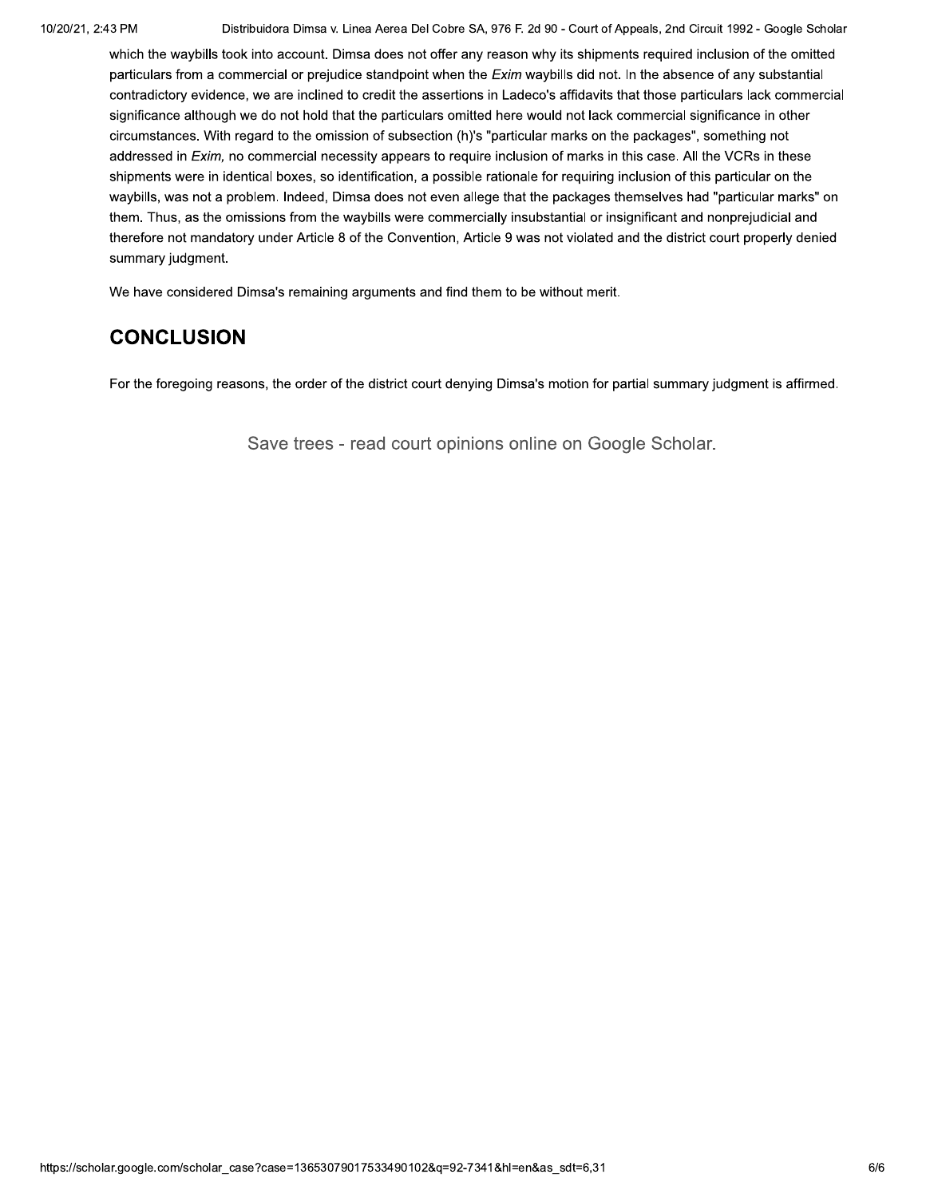which the waybills took into account. Dimsa does not offer any reason why its shipments required inclusion of the omitted particulars from a commercial or prejudice standpoint when the *Exim* waybills did not. In the absence of any substantial contradictory evidence, we are inclined to credit the assertions in Ladeco's affidavits that those particulars lack commercial significance although we do not hold that the particulars omitted here would not lack commercial significance in other circumstances. With regard to the omission of subsection (h)'s "particular marks on the packages", something not addressed in *Exim,* no commercial necessity appears to require inclusion of marks in this case. All the VCRs in these shipments were in identical boxes, so identification, a possible rationale for requiring inclusion of this particular on the waybills, was not a problem. Indeed, Dimsa does not even allege that the packages themselves had "particular marks" on them. Thus, as the omissions from the waybills were commercially insubstantial or insignificant and nonprejudicial and therefore not mandatory under Article 8 of the Convention, Article 9 was not violated and the district court properly denied summary judgment.

We have considered Dimsa's remaining arguments and find them to be without merit.

## CONCLUSION

For the foregoing reasons, the order of the district court denying Dimsa's motion for partial summary judgment is affirmed.

Save trees - read court opinions online on Google Scholar.